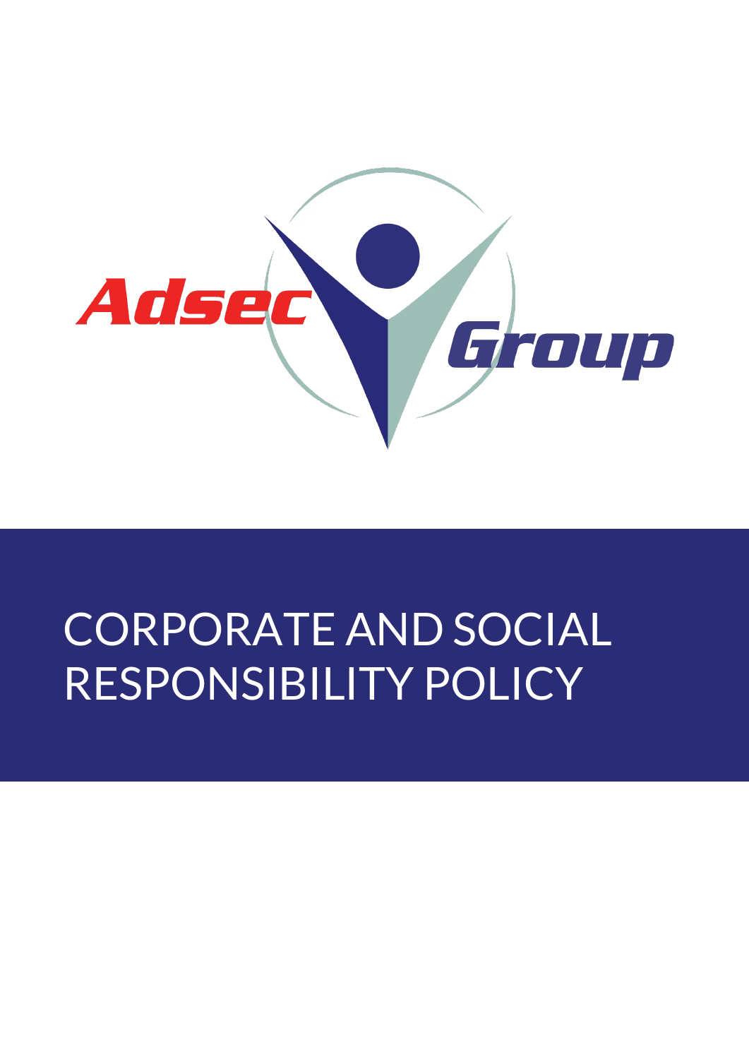Adsec Group

# CORPORATE AND SOCIAL RESPONSIBILITY POLICY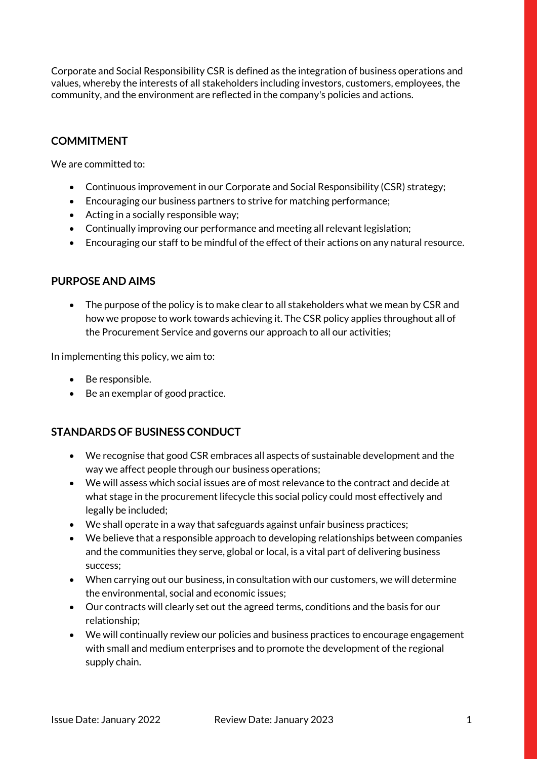Corporate and Social Responsibility CSR is defined as the integration of business operations and values, whereby the interests of all stakeholders including investors, customers, employees, the community, and the environment are reflected in the company's policies and actions.

## COMMITMENT

We are committed to:

- Continuous improvement in our Corporate and Social Responsibility (CSR) strategy;
- Encouraging our business partners to strive for matching performance;
- Acting in a socially responsible way;
- Continually improving our performance and meeting all relevant legislation;
- Encouraging our staff to be mindful of the effect of their actions on any natural resource.

## PURPOSE AND AIMS

- The purpose of the policy is to make clear to all stakeholders what we mean by CSR and how we propose to work towards achieving it. The CSR policy applies throughout all of the Procurement Service and governs our approach to all our activities;

In implementing this policy, we aim to:

- Be responsible.
- Be an exemplar of good practice.

## STANDARDS OF BUSINESS CONDUCT

- We recognise that good CSR embraces all aspects of sustainable development and the way we affect people through our business operations;
- We will assess which social issues are of most relevance to the contract and decide at what stage in the procurement lifecycle this social policy could most effectively and legally be included;
- We shall operate in a way that safeguards against unfair business practices;
- We believe that a responsible approach to developing relationships between companies and the communities they serve, global or local, is a vital part of delivering business success;
- When carrying out our business, in consultation with our customers, we will determine the environmental, social and economic issues;
- Our contracts will clearly set out the agreed terms, conditions and the basis for our relationship;
- We will continually review our policies and business practices to encourage engagement with small and medium enterprises and to promote the development of the regional supply chain.

Issue Date: January 2022 Review Date: January 2023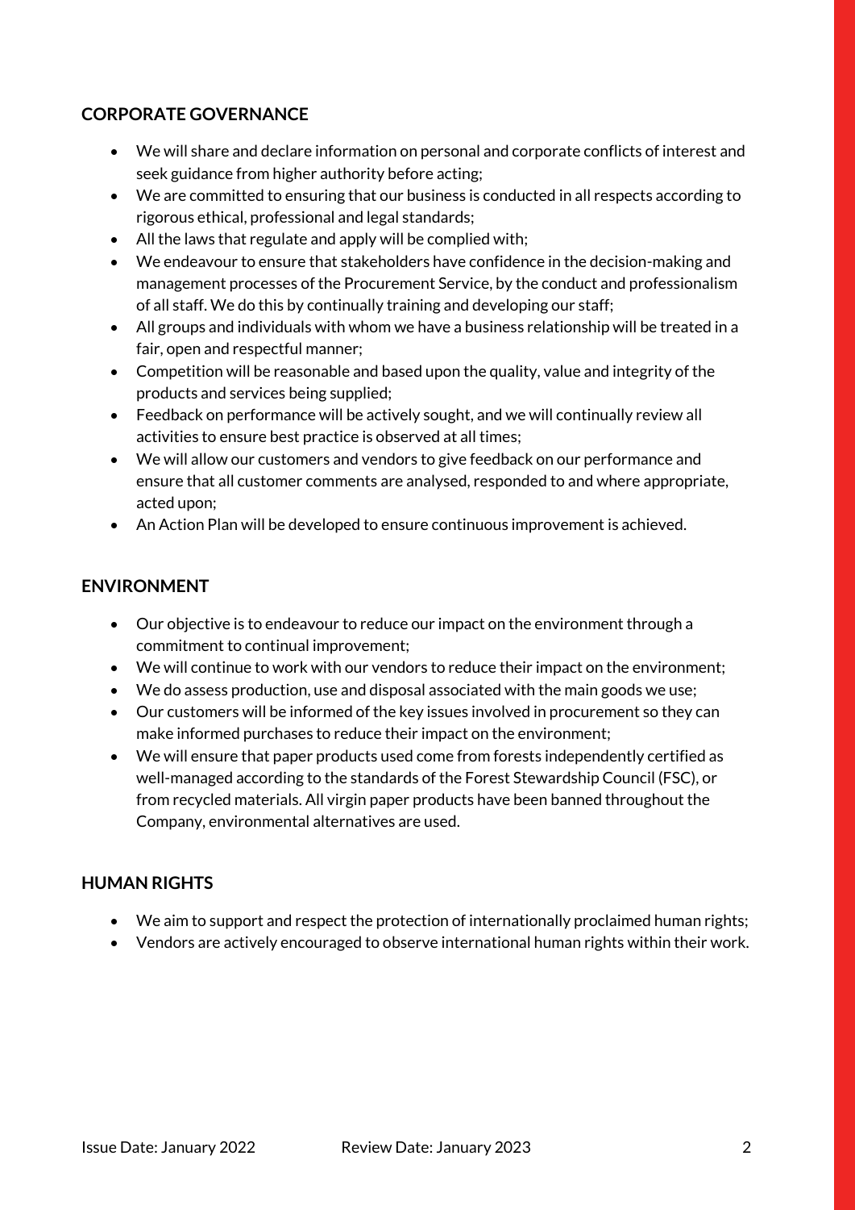## CORPORATE GOVERNANCE

- We will share and declare information on personal and corporate conflicts of interest and seek guidance from higher authority before acting;
- We are committed to ensuring that our business is conducted in all respects according to rigorous ethical, professional and legal standards;
- All the laws that regulate and apply will be complied with;
- We endeavour to ensure that stakeholders have confidence in the decision-making and management processes of the Procurement Service, by the conduct and professionalism of all staff. We do this by continually training and developing our staff;
- All groups and individuals with whom we have a business relationship will be treated in a fair, open and respectful manner;
- Competition will be reasonable and based upon the quality, value and integrity of the products and services being supplied;
- Feedback on performance will be actively sought, and we will continually review all activities to ensure best practice is observed at all times;
- We will allow our customers and vendors to give feedback on our performance and ensure that all customer comments are analysed, responded to and where appropriate, acted upon;
- An Action Plan will be developed to ensure continuous improvement is achieved.

## ENVIRONMENT

- Our objective is to endeavour to reduce our impact on the environment through a commitment to continual improvement;
- We will continue to work with our vendors to reduce their impact on the environment;
- We do assess production, use and disposal associated with the main goods we use;
- Our customers will be informed of the key issues involved in procurement so they can make informed purchases to reduce their impact on the environment;
- We will ensure that paper products used come from forests independently certified as well-managed according to the standards of the Forest Stewardship Council (FSC), or from recycled materials. All virgin paper products have been banned throughout the Company, environmental alternatives are used.

## HUMAN RIGHTS

- We aim to support and respect the protection of internationally proclaimed human rights;
- Vendors are actively encouraged to observe international human rights within their work.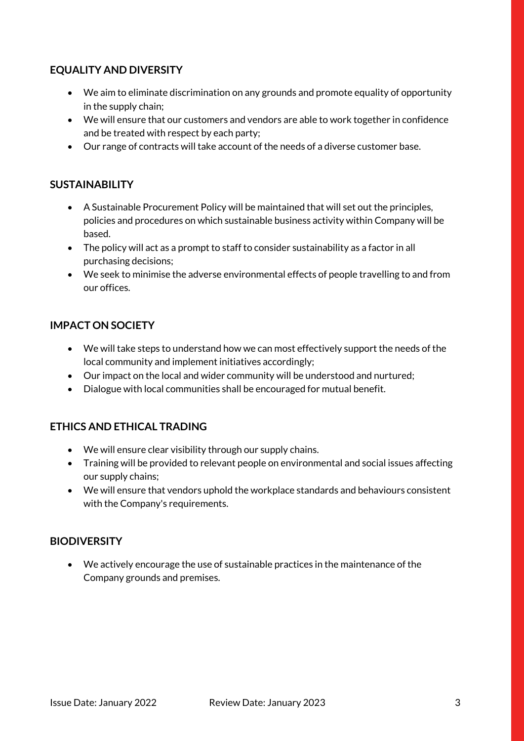## EQUALITY AND DIVERSITY

- We aim to eliminate discrimination on any grounds and promote equality of opportunity in the supply chain;
- We will ensure that our customers and vendors are able to work together in confidence and be treated with respect by each party;
- Our range of contracts will take account of the needs of a diverse customer base.

## SUSTAINABILITY

- A Sustainable Procurement Policy will be maintained that will set out the principles, policies and procedures on which sustainable business activity within Company will be based.
- The policy will act as a prompt to staff to consider sustainability as a factor in all purchasing decisions;
- We seek to minimise the adverse environmental effects of people travelling to and from our offices.

## IMPACT ON SOCIETY

- We will take steps to understand how we can most effectively support the needs of the local community and implement initiatives accordingly;
- Our impact on the local and wider community will be understood and nurtured;
- Dialogue with local communities shall be encouraged for mutual benefit.

## ETHICS AND ETHICAL TRADING

- We will ensure clear visibility through our supply chains.
- Training will be provided to relevant people on environmental and social issues affecting our supply chains;
- We will ensure that vendors uphold the workplace standards and behaviours consistent with the Company's requirements.

## BIODIVERSITY

- We actively encourage the use of sustainable practices in the maintenance of the Company grounds and premises.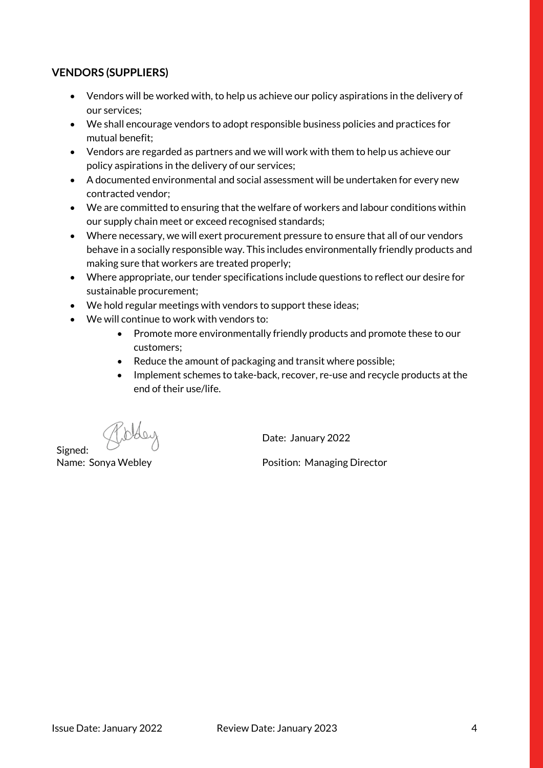## VENDORS (SUPPLIERS)

- Vendors will be worked with, to help us achieve our policy aspirations in the delivery of our services;
- We shall encourage vendors to adopt responsible business policies and practices for mutual benefit;
- Vendors are regarded as partners and we will work with them to help us achieve our policy aspirations in the delivery of our services;
- A documented environmental and social assessment will be undertaken for every new contracted vendor;
- We are committed to ensuring that the welfare of workers and labour conditions within our supply chain meet or exceed recognised standards;
- Where necessary, we will exert procurement pressure to ensure that all of our vendors behave in a socially responsible way. This includes environmentally friendly products and making sure that workers are treated properly;
- Where appropriate, our tender specifications include questions to reflect our desire for sustainable procurement;
- We hold regular meetings with vendors to support these ideas;
- We will continue to work with vendors to:
    - Promote more environmentally friendly products and promote these to our customers;
    - Reduce the amount of packaging and transit where possible;
    - Implement schemes to take-back, recover, re-use and recycle products at the end of their use/life.

Signed:

Name: Sonya Webley

Date: January 2022

Position: Managing Director

Issue Date: January 2022 Review Date: January 2023